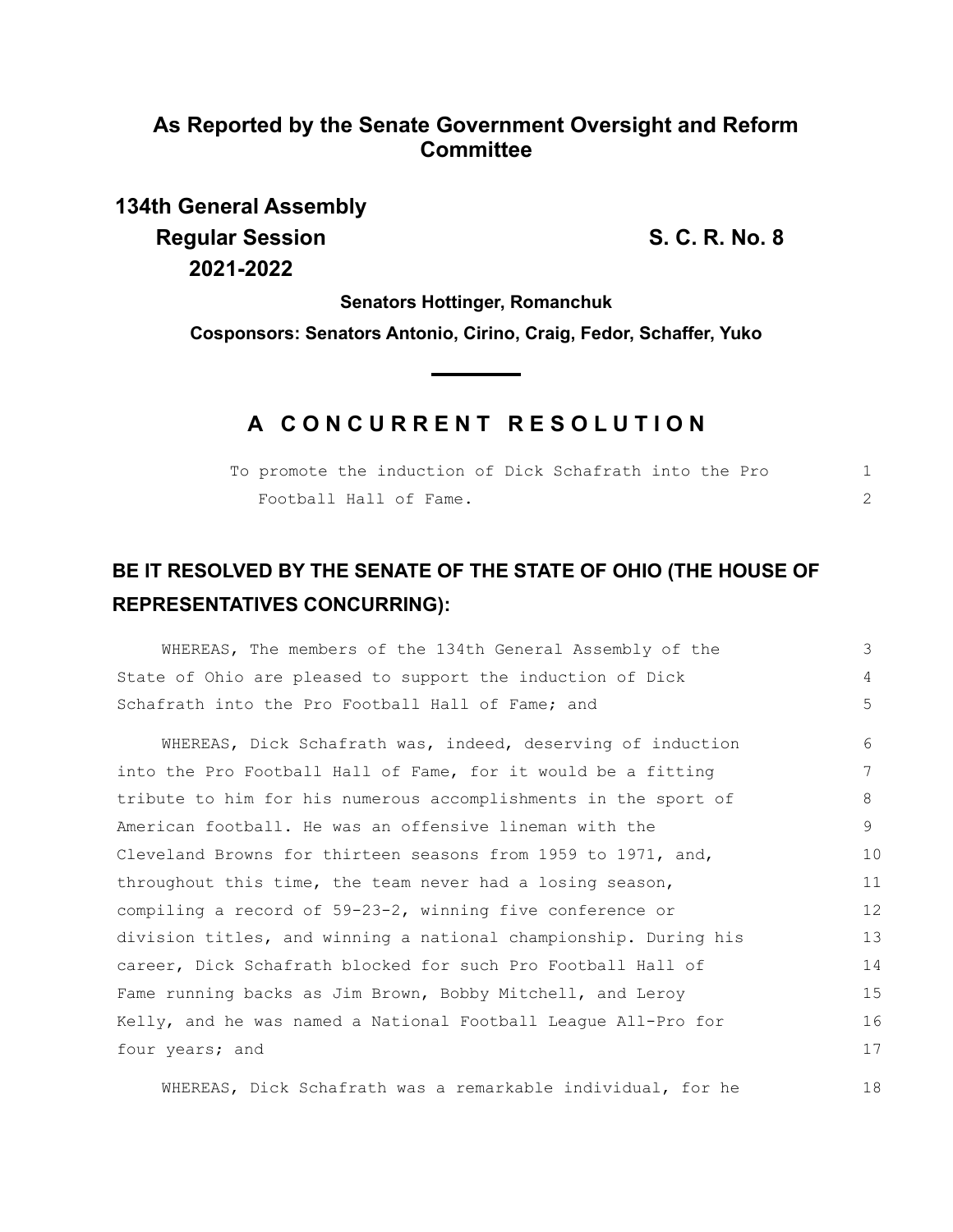**As Reported by the Senate Government Oversight and Reform Committee**

**134th General Assembly**
**Regular Session** **S. C. R. No. 8**
**2021-2022**

**Senators Hottinger, Romanchuk**

**Cosponsors: Senators Antonio, Cirino, Craig, Fedor, Schaffer, Yuko**

# A CONCURRENT RESOLUTION

To promote the induction of Dick Schafrath into the Pro Football Hall of Fame.

## BE IT RESOLVED BY THE SENATE OF THE STATE OF OHIO (THE HOUSE OF REPRESENTATIVES CONCURRING):

WHEREAS, The members of the 134th General Assembly of the State of Ohio are pleased to support the induction of Dick Schafrath into the Pro Football Hall of Fame; and

WHEREAS, Dick Schafrath was, indeed, deserving of induction into the Pro Football Hall of Fame, for it would be a fitting tribute to him for his numerous accomplishments in the sport of American football. He was an offensive lineman with the Cleveland Browns for thirteen seasons from 1959 to 1971, and, throughout this time, the team never had a losing season, compiling a record of 59-23-2, winning five conference or division titles, and winning a national championship. During his career, Dick Schafrath blocked for such Pro Football Hall of Fame running backs as Jim Brown, Bobby Mitchell, and Leroy Kelly, and he was named a National Football League All-Pro for four years; and

WHEREAS, Dick Schafrath was a remarkable individual, for he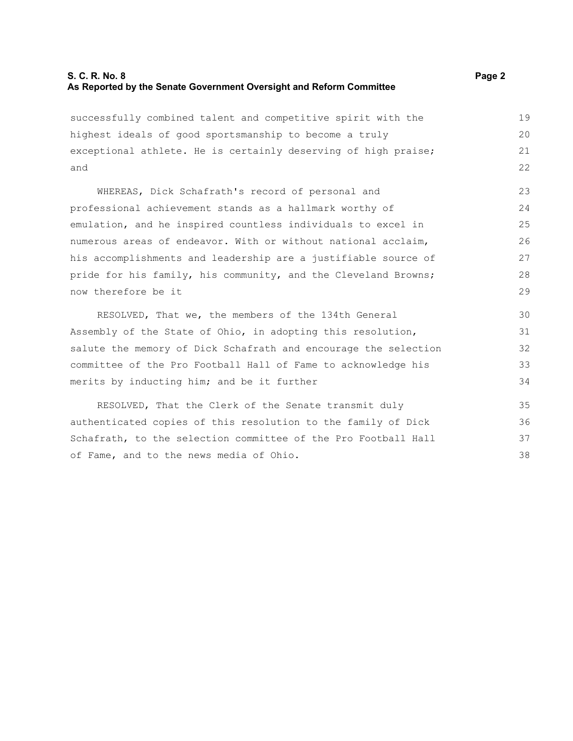successfully combined talent and competitive spirit with the highest ideals of good sportsmanship to become a truly exceptional athlete. He is certainly deserving of high praise; and

WHEREAS, Dick Schafrath's record of personal and professional achievement stands as a hallmark worthy of emulation, and he inspired countless individuals to excel in numerous areas of endeavor. With or without national acclaim, his accomplishments and leadership are a justifiable source of pride for his family, his community, and the Cleveland Browns; now therefore be it

RESOLVED, That we, the members of the 134th General Assembly of the State of Ohio, in adopting this resolution, salute the memory of Dick Schafrath and encourage the selection committee of the Pro Football Hall of Fame to acknowledge his merits by inducting him; and be it further

RESOLVED, That the Clerk of the Senate transmit duly authenticated copies of this resolution to the family of Dick Schafrath, to the selection committee of the Pro Football Hall of Fame, and to the news media of Ohio.